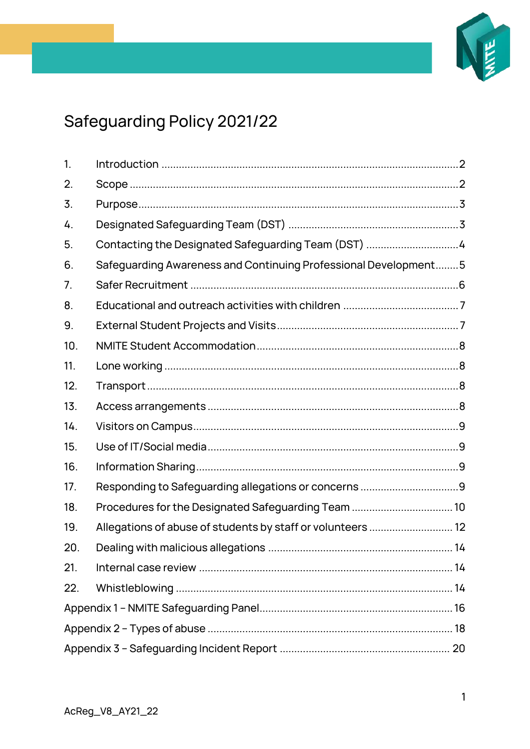# Safeguarding Policy 2021/22

1. Introduction ..... 2
2. Scope ..... 2
3. Purpose ..... 3
4. Designated Safeguarding Team (DST) ..... 3
5. Contacting the Designated Safeguarding Team (DST) ..... 4
6. Safeguarding Awareness and Continuing Professional Development ..... 5
7. Safer Recruitment ..... 6
8. Educational and outreach activities with children ..... 7
9. External Student Projects and Visits ..... 7
10. NMITE Student Accommodation ..... 8
11. Lone working ..... 8
12. Transport ..... 8
13. Access arrangements ..... 8
14. Visitors on Campus ..... 9
15. Use of IT/Social media ..... 9
16. Information Sharing ..... 9
17. Responding to Safeguarding allegations or concerns ..... 9
18. Procedures for the Designated Safeguarding Team ..... 10
19. Allegations of abuse of students by staff or volunteers ..... 12
20. Dealing with malicious allegations ..... 14
21. Internal case review ..... 14
22. Whistleblowing ..... 14

Appendix 1 – NMITE Safeguarding Panel ..... 16

Appendix 2 – Types of abuse ..... 18

Appendix 3 – Safeguarding Incident Report ..... 20

AcReg_V8_AY21_22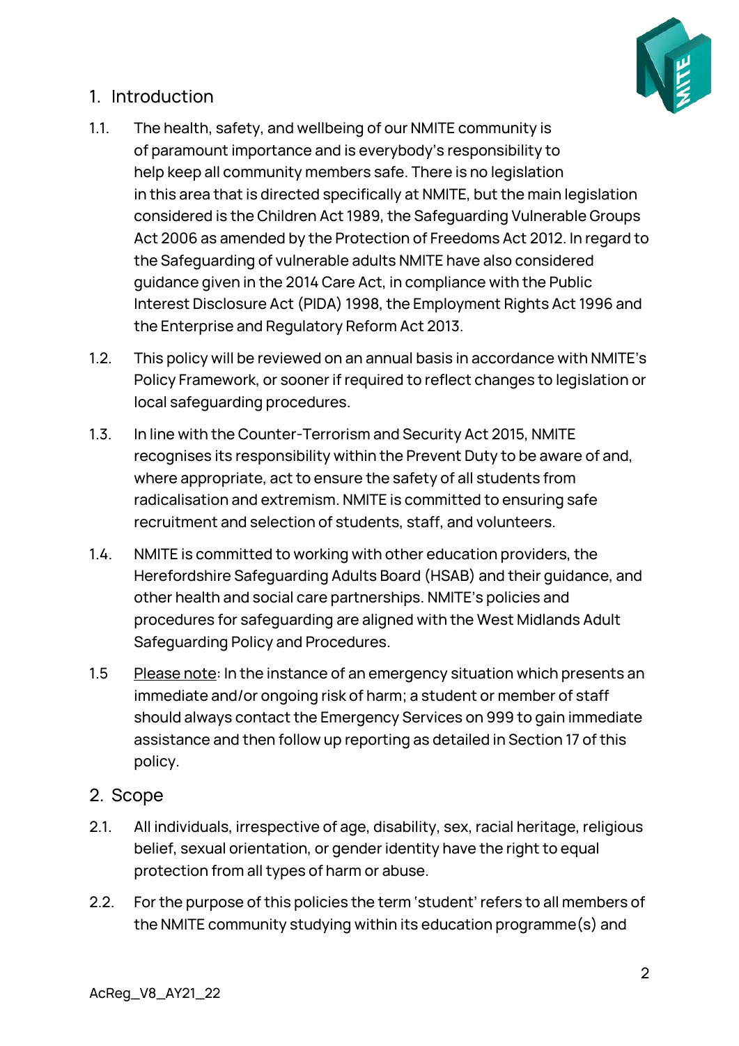## 1. Introduction

1.1. The health, safety, and wellbeing of our NMITE community is of paramount importance and is everybody's responsibility to help keep all community members safe. There is no legislation in this area that is directed specifically at NMITE, but the main legislation considered is the Children Act 1989, the Safeguarding Vulnerable Groups Act 2006 as amended by the Protection of Freedoms Act 2012. In regard to the Safeguarding of vulnerable adults NMITE have also considered guidance given in the 2014 Care Act, in compliance with the Public Interest Disclosure Act (PIDA) 1998, the Employment Rights Act 1996 and the Enterprise and Regulatory Reform Act 2013.

1.2. This policy will be reviewed on an annual basis in accordance with NMITE's Policy Framework, or sooner if required to reflect changes to legislation or local safeguarding procedures.

1.3. In line with the Counter-Terrorism and Security Act 2015, NMITE recognises its responsibility within the Prevent Duty to be aware of and, where appropriate, act to ensure the safety of all students from radicalisation and extremism. NMITE is committed to ensuring safe recruitment and selection of students, staff, and volunteers.

1.4. NMITE is committed to working with other education providers, the Herefordshire Safeguarding Adults Board (HSAB) and their guidance, and other health and social care partnerships. NMITE's policies and procedures for safeguarding are aligned with the West Midlands Adult Safeguarding Policy and Procedures.

1.5 Please note: In the instance of an emergency situation which presents an immediate and/or ongoing risk of harm; a student or member of staff should always contact the Emergency Services on 999 to gain immediate assistance and then follow up reporting as detailed in Section 17 of this policy.

## 2. Scope

2.1. All individuals, irrespective of age, disability, sex, racial heritage, religious belief, sexual orientation, or gender identity have the right to equal protection from all types of harm or abuse.

2.2. For the purpose of this policies the term 'student' refers to all members of the NMITE community studying within its education programme(s) and

AcReg_V8_AY21_22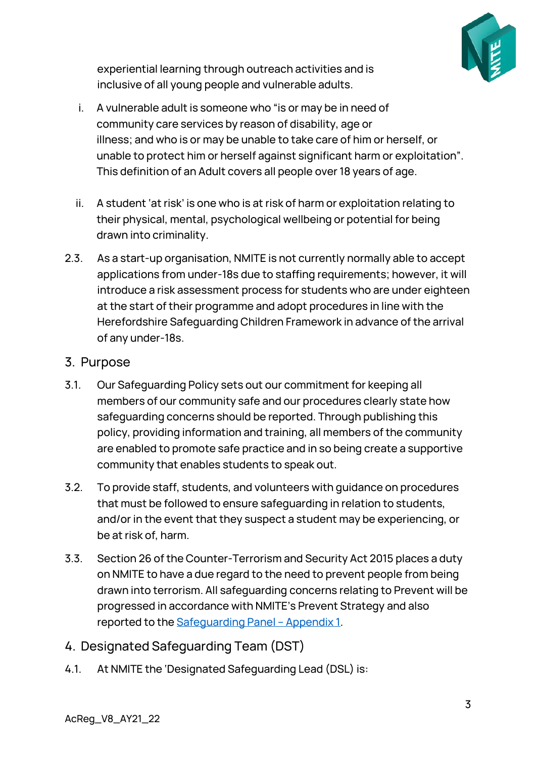experiential learning through outreach activities and is inclusive of all young people and vulnerable adults.

i. A vulnerable adult is someone who "is or may be in need of community care services by reason of disability, age or illness; and who is or may be unable to take care of him or herself, or unable to protect him or herself against significant harm or exploitation". This definition of an Adult covers all people over 18 years of age.

ii. A student 'at risk' is one who is at risk of harm or exploitation relating to their physical, mental, psychological wellbeing or potential for being drawn into criminality.

2.3. As a start-up organisation, NMITE is not currently normally able to accept applications from under-18s due to staffing requirements; however, it will introduce a risk assessment process for students who are under eighteen at the start of their programme and adopt procedures in line with the Herefordshire Safeguarding Children Framework in advance of the arrival of any under-18s.

## 3. Purpose

3.1. Our Safeguarding Policy sets out our commitment for keeping all members of our community safe and our procedures clearly state how safeguarding concerns should be reported. Through publishing this policy, providing information and training, all members of the community are enabled to promote safe practice and in so being create a supportive community that enables students to speak out.

3.2. To provide staff, students, and volunteers with guidance on procedures that must be followed to ensure safeguarding in relation to students, and/or in the event that they suspect a student may be experiencing, or be at risk of, harm.

3.3. Section 26 of the Counter-Terrorism and Security Act 2015 places a duty on NMITE to have a due regard to the need to prevent people from being drawn into terrorism. All safeguarding concerns relating to Prevent will be progressed in accordance with NMITE's Prevent Strategy and also reported to the Safeguarding Panel – Appendix 1.

## 4. Designated Safeguarding Team (DST)

4.1. At NMITE the 'Designated Safeguarding Lead (DSL) is: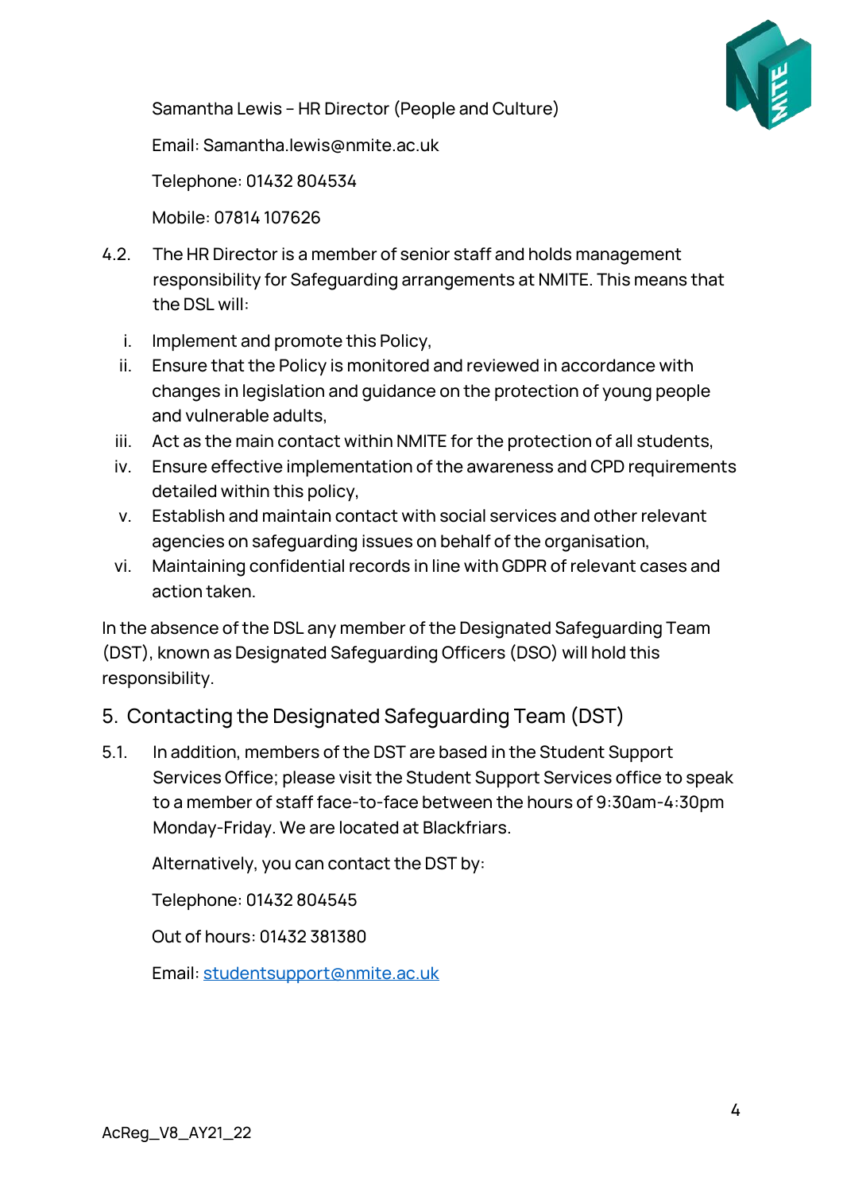Samantha Lewis – HR Director (People and Culture)

Email: Samantha.lewis@nmite.ac.uk

Telephone: 01432 804534

Mobile: 07814 107626

4.2. The HR Director is a member of senior staff and holds management responsibility for Safeguarding arrangements at NMITE. This means that the DSL will:

i. Implement and promote this Policy,
ii. Ensure that the Policy is monitored and reviewed in accordance with changes in legislation and guidance on the protection of young people and vulnerable adults,
iii. Act as the main contact within NMITE for the protection of all students,
iv. Ensure effective implementation of the awareness and CPD requirements detailed within this policy,
v. Establish and maintain contact with social services and other relevant agencies on safeguarding issues on behalf of the organisation,
vi. Maintaining confidential records in line with GDPR of relevant cases and action taken.

In the absence of the DSL any member of the Designated Safeguarding Team (DST), known as Designated Safeguarding Officers (DSO) will hold this responsibility.

## 5. Contacting the Designated Safeguarding Team (DST)

5.1. In addition, members of the DST are based in the Student Support Services Office; please visit the Student Support Services office to speak to a member of staff face-to-face between the hours of 9:30am-4:30pm Monday-Friday. We are located at Blackfriars.

Alternatively, you can contact the DST by:

Telephone: 01432 804545

Out of hours: 01432 381380

Email: studentsupport@nmite.ac.uk

AcReg_V8_AY21_22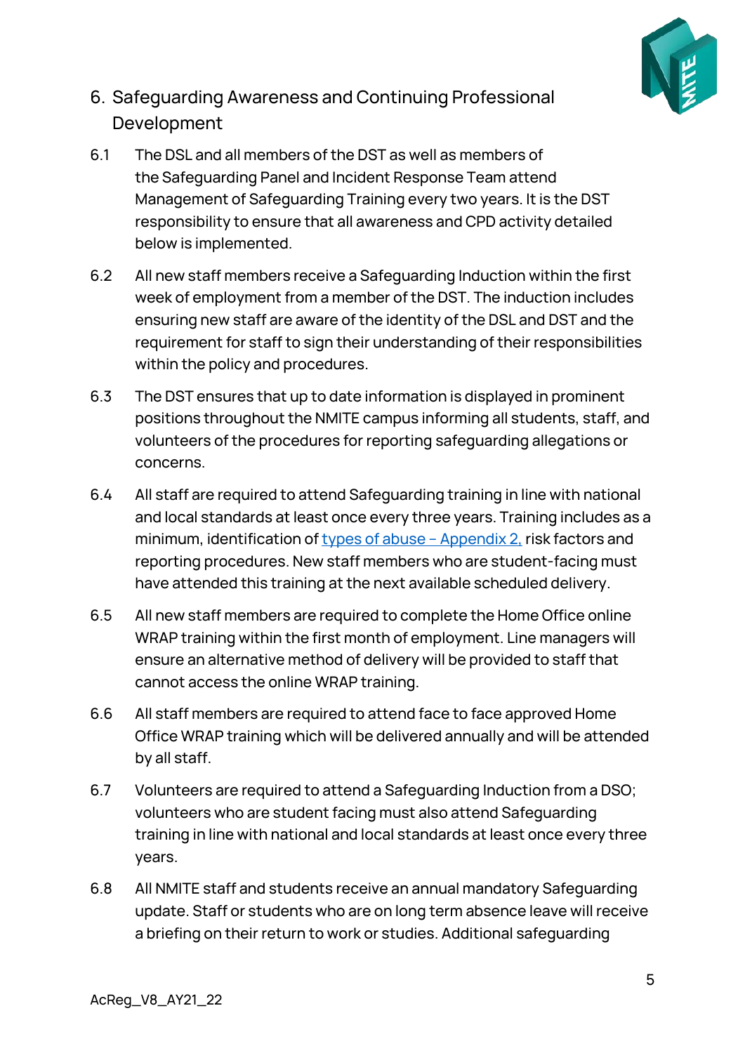## 6. Safeguarding Awareness and Continuing Professional Development

6.1 The DSL and all members of the DST as well as members of the Safeguarding Panel and Incident Response Team attend Management of Safeguarding Training every two years. It is the DST responsibility to ensure that all awareness and CPD activity detailed below is implemented.

6.2 All new staff members receive a Safeguarding Induction within the first week of employment from a member of the DST. The induction includes ensuring new staff are aware of the identity of the DSL and DST and the requirement for staff to sign their understanding of their responsibilities within the policy and procedures.

6.3 The DST ensures that up to date information is displayed in prominent positions throughout the NMITE campus informing all students, staff, and volunteers of the procedures for reporting safeguarding allegations or concerns.

6.4 All staff are required to attend Safeguarding training in line with national and local standards at least once every three years. Training includes as a minimum, identification of [types of abuse – Appendix 2,]() risk factors and reporting procedures. New staff members who are student-facing must have attended this training at the next available scheduled delivery.

6.5 All new staff members are required to complete the Home Office online WRAP training within the first month of employment. Line managers will ensure an alternative method of delivery will be provided to staff that cannot access the online WRAP training.

6.6 All staff members are required to attend face to face approved Home Office WRAP training which will be delivered annually and will be attended by all staff.

6.7 Volunteers are required to attend a Safeguarding Induction from a DSO; volunteers who are student facing must also attend Safeguarding training in line with national and local standards at least once every three years.

6.8 All NMITE staff and students receive an annual mandatory Safeguarding update. Staff or students who are on long term absence leave will receive a briefing on their return to work or studies. Additional safeguarding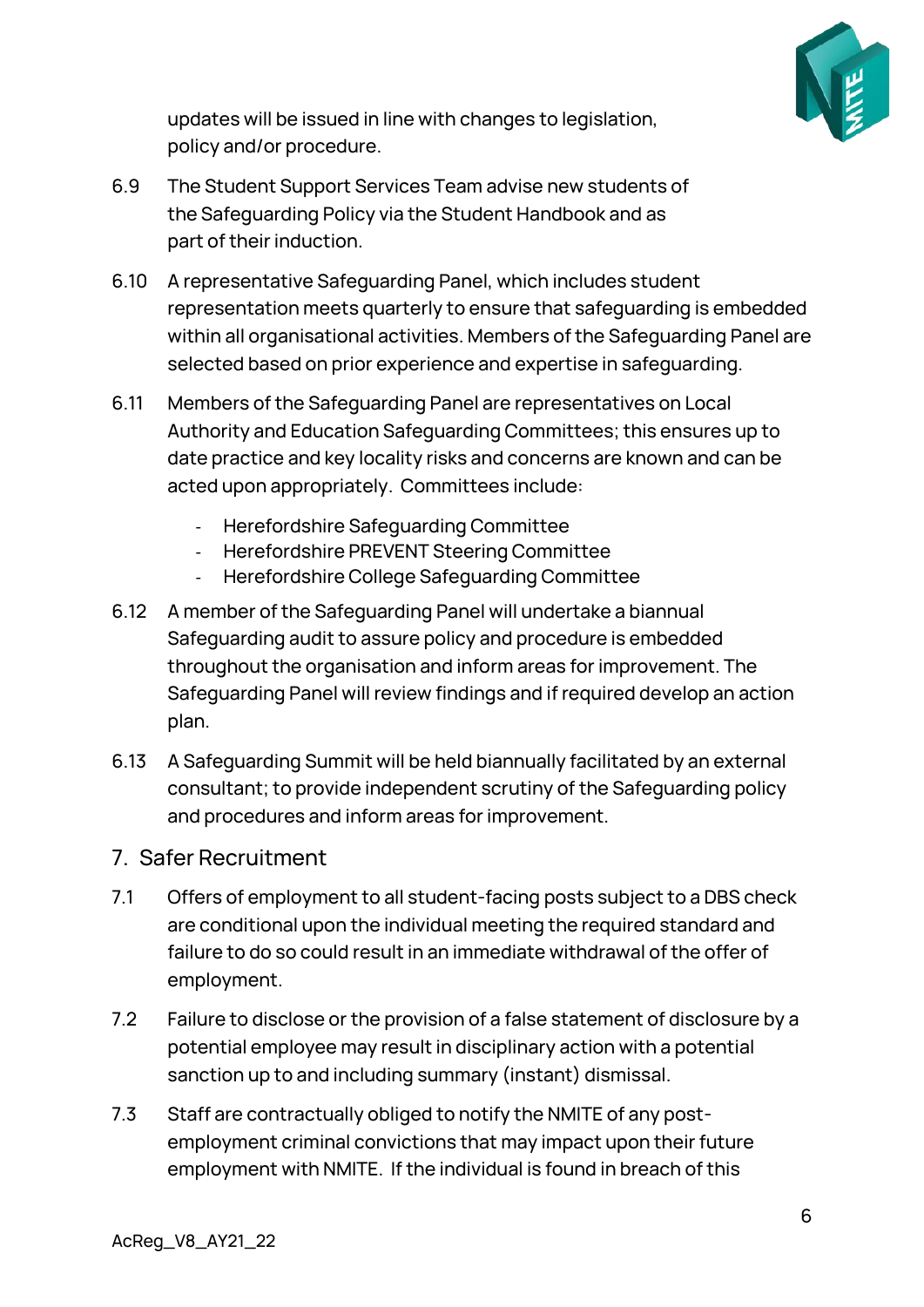updates will be issued in line with changes to legislation, policy and/or procedure.

6.9 The Student Support Services Team advise new students of the Safeguarding Policy via the Student Handbook and as part of their induction.

6.10 A representative Safeguarding Panel, which includes student representation meets quarterly to ensure that safeguarding is embedded within all organisational activities. Members of the Safeguarding Panel are selected based on prior experience and expertise in safeguarding.

6.11 Members of the Safeguarding Panel are representatives on Local Authority and Education Safeguarding Committees; this ensures up to date practice and key locality risks and concerns are known and can be acted upon appropriately. Committees include:

- Herefordshire Safeguarding Committee
- Herefordshire PREVENT Steering Committee
- Herefordshire College Safeguarding Committee

6.12 A member of the Safeguarding Panel will undertake a biannual Safeguarding audit to assure policy and procedure is embedded throughout the organisation and inform areas for improvement. The Safeguarding Panel will review findings and if required develop an action plan.

6.13 A Safeguarding Summit will be held biannually facilitated by an external consultant; to provide independent scrutiny of the Safeguarding policy and procedures and inform areas for improvement.

## 7. Safer Recruitment

7.1 Offers of employment to all student-facing posts subject to a DBS check are conditional upon the individual meeting the required standard and failure to do so could result in an immediate withdrawal of the offer of employment.

7.2 Failure to disclose or the provision of a false statement of disclosure by a potential employee may result in disciplinary action with a potential sanction up to and including summary (instant) dismissal.

7.3 Staff are contractually obliged to notify the NMITE of any post-employment criminal convictions that may impact upon their future employment with NMITE. If the individual is found in breach of this

AcReg_V8_AY21_22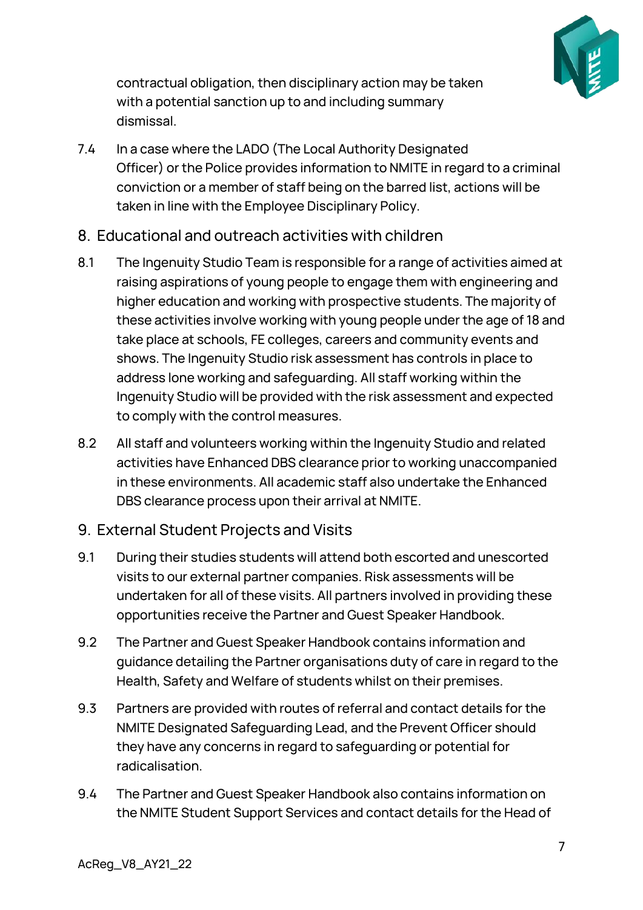contractual obligation, then disciplinary action may be taken with a potential sanction up to and including summary dismissal.

7.4 In a case where the LADO (The Local Authority Designated Officer) or the Police provides information to NMITE in regard to a criminal conviction or a member of staff being on the barred list, actions will be taken in line with the Employee Disciplinary Policy.

## 8. Educational and outreach activities with children

8.1 The Ingenuity Studio Team is responsible for a range of activities aimed at raising aspirations of young people to engage them with engineering and higher education and working with prospective students. The majority of these activities involve working with young people under the age of 18 and take place at schools, FE colleges, careers and community events and shows. The Ingenuity Studio risk assessment has controls in place to address lone working and safeguarding. All staff working within the Ingenuity Studio will be provided with the risk assessment and expected to comply with the control measures.

8.2 All staff and volunteers working within the Ingenuity Studio and related activities have Enhanced DBS clearance prior to working unaccompanied in these environments. All academic staff also undertake the Enhanced DBS clearance process upon their arrival at NMITE.

## 9. External Student Projects and Visits

9.1 During their studies students will attend both escorted and unescorted visits to our external partner companies. Risk assessments will be undertaken for all of these visits. All partners involved in providing these opportunities receive the Partner and Guest Speaker Handbook.

9.2 The Partner and Guest Speaker Handbook contains information and guidance detailing the Partner organisations duty of care in regard to the Health, Safety and Welfare of students whilst on their premises.

9.3 Partners are provided with routes of referral and contact details for the NMITE Designated Safeguarding Lead, and the Prevent Officer should they have any concerns in regard to safeguarding or potential for radicalisation.

9.4 The Partner and Guest Speaker Handbook also contains information on the NMITE Student Support Services and contact details for the Head of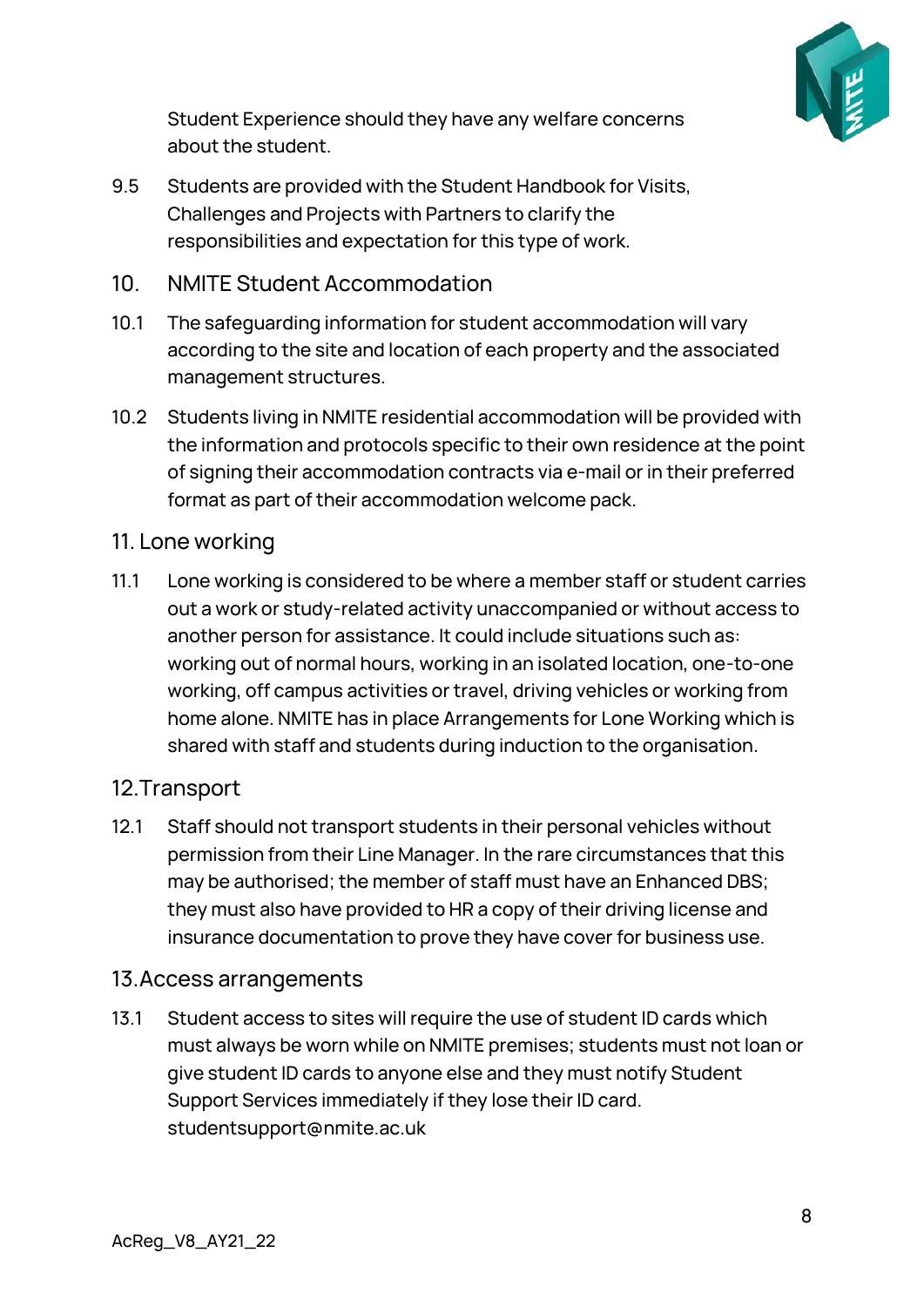Student Experience should they have any welfare concerns about the student.

9.5 Students are provided with the Student Handbook for Visits, Challenges and Projects with Partners to clarify the responsibilities and expectation for this type of work.

## 10. NMITE Student Accommodation

10.1 The safeguarding information for student accommodation will vary according to the site and location of each property and the associated management structures.

10.2 Students living in NMITE residential accommodation will be provided with the information and protocols specific to their own residence at the point of signing their accommodation contracts via e-mail or in their preferred format as part of their accommodation welcome pack.

## 11. Lone working

11.1 Lone working is considered to be where a member staff or student carries out a work or study-related activity unaccompanied or without access to another person for assistance. It could include situations such as: working out of normal hours, working in an isolated location, one-to-one working, off campus activities or travel, driving vehicles or working from home alone. NMITE has in place Arrangements for Lone Working which is shared with staff and students during induction to the organisation.

## 12.Transport

12.1 Staff should not transport students in their personal vehicles without permission from their Line Manager. In the rare circumstances that this may be authorised; the member of staff must have an Enhanced DBS; they must also have provided to HR a copy of their driving license and insurance documentation to prove they have cover for business use.

## 13.Access arrangements

13.1 Student access to sites will require the use of student ID cards which must always be worn while on NMITE premises; students must not loan or give student ID cards to anyone else and they must notify Student Support Services immediately if they lose their ID card. studentsupport@nmite.ac.uk

AcReg_V8_AY21_22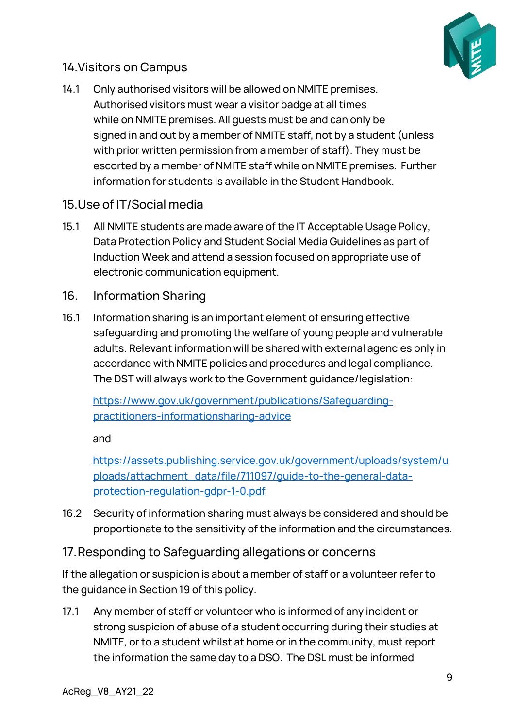## 14. Visitors on Campus

14.1 Only authorised visitors will be allowed on NMITE premises. Authorised visitors must wear a visitor badge at all times while on NMITE premises. All guests must be and can only be signed in and out by a member of NMITE staff, not by a student (unless with prior written permission from a member of staff). They must be escorted by a member of NMITE staff while on NMITE premises. Further information for students is available in the Student Handbook.

## 15. Use of IT/Social media

15.1 All NMITE students are made aware of the IT Acceptable Usage Policy, Data Protection Policy and Student Social Media Guidelines as part of Induction Week and attend a session focused on appropriate use of electronic communication equipment.

## 16. Information Sharing

16.1 Information sharing is an important element of ensuring effective safeguarding and promoting the welfare of young people and vulnerable adults. Relevant information will be shared with external agencies only in accordance with NMITE policies and procedures and legal compliance. The DST will always work to the Government guidance/legislation:

https://www.gov.uk/government/publications/Safeguarding-practitioners-informationsharing-advice

and

https://assets.publishing.service.gov.uk/government/uploads/system/uploads/attachment_data/file/711097/guide-to-the-general-data-protection-regulation-gdpr-1-0.pdf

16.2 Security of information sharing must always be considered and should be proportionate to the sensitivity of the information and the circumstances.

## 17. Responding to Safeguarding allegations or concerns

If the allegation or suspicion is about a member of staff or a volunteer refer to the guidance in Section 19 of this policy.

17.1 Any member of staff or volunteer who is informed of any incident or strong suspicion of abuse of a student occurring during their studies at NMITE, or to a student whilst at home or in the community, must report the information the same day to a DSO. The DSL must be informed

AcReg_V8_AY21_22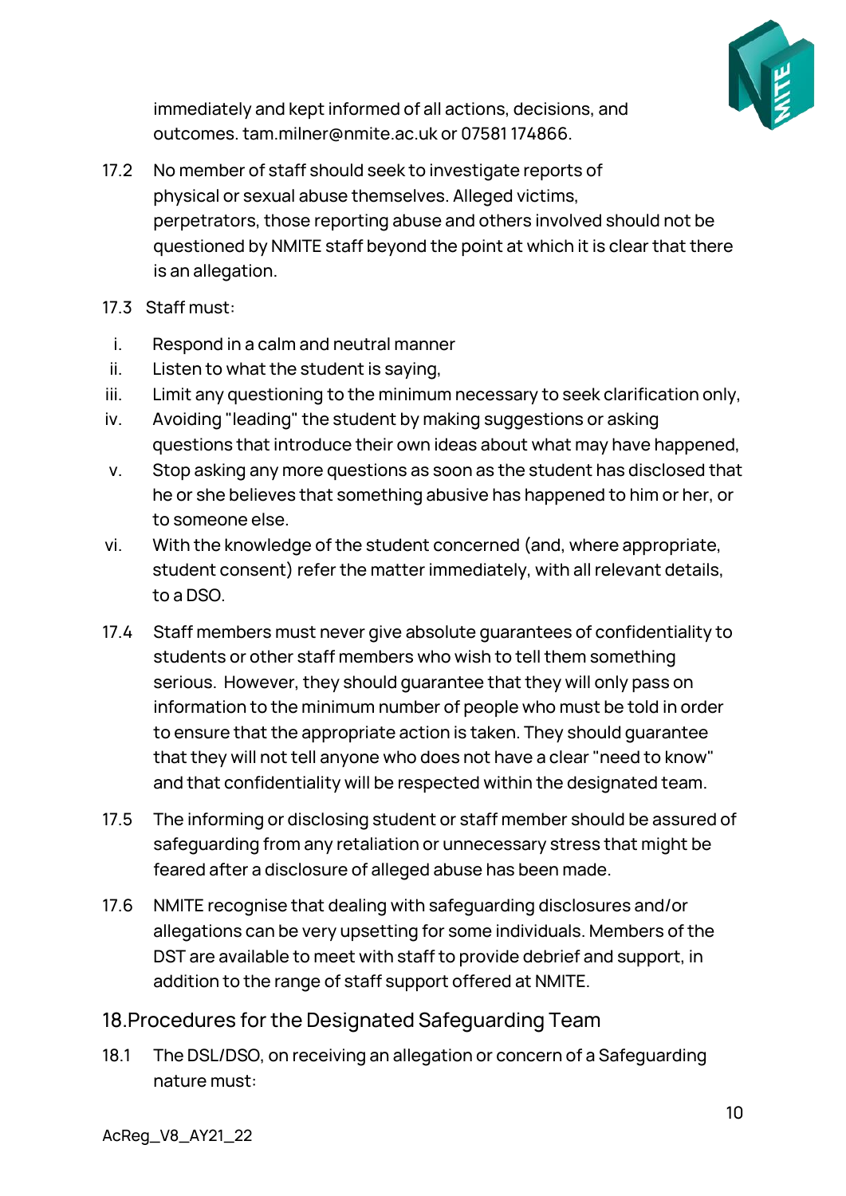immediately and kept informed of all actions, decisions, and outcomes. tam.milner@nmite.ac.uk or 07581 174866.

17.2 No member of staff should seek to investigate reports of physical or sexual abuse themselves. Alleged victims, perpetrators, those reporting abuse and others involved should not be questioned by NMITE staff beyond the point at which it is clear that there is an allegation.

17.3 Staff must:

i. Respond in a calm and neutral manner
ii. Listen to what the student is saying,
iii. Limit any questioning to the minimum necessary to seek clarification only,
iv. Avoiding "leading" the student by making suggestions or asking questions that introduce their own ideas about what may have happened,
v. Stop asking any more questions as soon as the student has disclosed that he or she believes that something abusive has happened to him or her, or to someone else.
vi. With the knowledge of the student concerned (and, where appropriate, student consent) refer the matter immediately, with all relevant details, to a DSO.

17.4 Staff members must never give absolute guarantees of confidentiality to students or other staff members who wish to tell them something serious. However, they should guarantee that they will only pass on information to the minimum number of people who must be told in order to ensure that the appropriate action is taken. They should guarantee that they will not tell anyone who does not have a clear "need to know" and that confidentiality will be respected within the designated team.

17.5 The informing or disclosing student or staff member should be assured of safeguarding from any retaliation or unnecessary stress that might be feared after a disclosure of alleged abuse has been made.

17.6 NMITE recognise that dealing with safeguarding disclosures and/or allegations can be very upsetting for some individuals. Members of the DST are available to meet with staff to provide debrief and support, in addition to the range of staff support offered at NMITE.

## 18. Procedures for the Designated Safeguarding Team

18.1 The DSL/DSO, on receiving an allegation or concern of a Safeguarding nature must:

AcReg_V8_AY21_22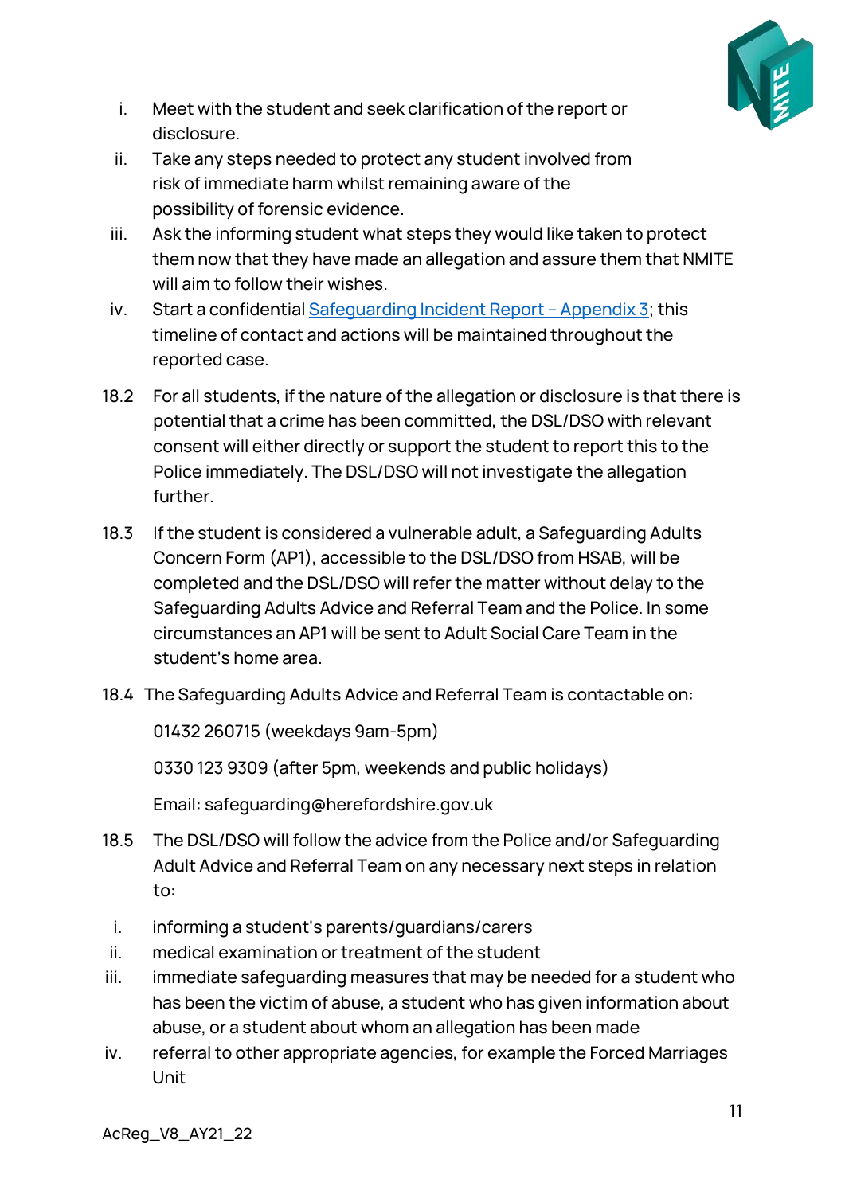i. Meet with the student and seek clarification of the report or disclosure.
ii. Take any steps needed to protect any student involved from risk of immediate harm whilst remaining aware of the possibility of forensic evidence.
iii. Ask the informing student what steps they would like taken to protect them now that they have made an allegation and assure them that NMITE will aim to follow their wishes.
iv. Start a confidential [Safeguarding Incident Report – Appendix 3](); this timeline of contact and actions will be maintained throughout the reported case.

18.2 For all students, if the nature of the allegation or disclosure is that there is potential that a crime has been committed, the DSL/DSO with relevant consent will either directly or support the student to report this to the Police immediately. The DSL/DSO will not investigate the allegation further.

18.3 If the student is considered a vulnerable adult, a Safeguarding Adults Concern Form (AP1), accessible to the DSL/DSO from HSAB, will be completed and the DSL/DSO will refer the matter without delay to the Safeguarding Adults Advice and Referral Team and the Police. In some circumstances an AP1 will be sent to Adult Social Care Team in the student's home area.

18.4 The Safeguarding Adults Advice and Referral Team is contactable on:

01432 260715 (weekdays 9am-5pm)

0330 123 9309 (after 5pm, weekends and public holidays)

Email: safeguarding@herefordshire.gov.uk

18.5 The DSL/DSO will follow the advice from the Police and/or Safeguarding Adult Advice and Referral Team on any necessary next steps in relation to:

i. informing a student's parents/guardians/carers
ii. medical examination or treatment of the student
iii. immediate safeguarding measures that may be needed for a student who has been the victim of abuse, a student who has given information about abuse, or a student about whom an allegation has been made
iv. referral to other appropriate agencies, for example the Forced Marriages Unit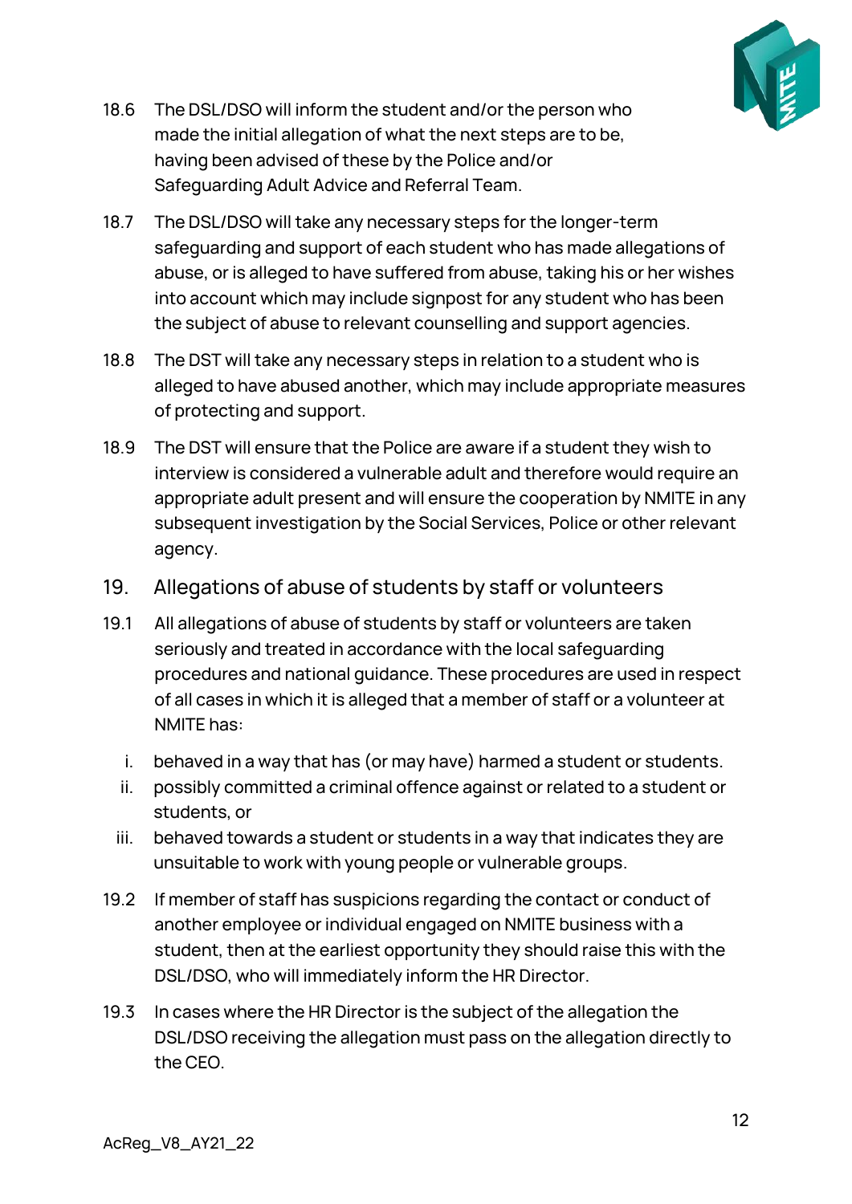18.6 The DSL/DSO will inform the student and/or the person who made the initial allegation of what the next steps are to be, having been advised of these by the Police and/or Safeguarding Adult Advice and Referral Team.

18.7 The DSL/DSO will take any necessary steps for the longer-term safeguarding and support of each student who has made allegations of abuse, or is alleged to have suffered from abuse, taking his or her wishes into account which may include signpost for any student who has been the subject of abuse to relevant counselling and support agencies.

18.8 The DST will take any necessary steps in relation to a student who is alleged to have abused another, which may include appropriate measures of protecting and support.

18.9 The DST will ensure that the Police are aware if a student they wish to interview is considered a vulnerable adult and therefore would require an appropriate adult present and will ensure the cooperation by NMITE in any subsequent investigation by the Social Services, Police or other relevant agency.

## 19. Allegations of abuse of students by staff or volunteers

19.1 All allegations of abuse of students by staff or volunteers are taken seriously and treated in accordance with the local safeguarding procedures and national guidance. These procedures are used in respect of all cases in which it is alleged that a member of staff or a volunteer at NMITE has:

i. behaved in a way that has (or may have) harmed a student or students.
ii. possibly committed a criminal offence against or related to a student or students, or
iii. behaved towards a student or students in a way that indicates they are unsuitable to work with young people or vulnerable groups.

19.2 If member of staff has suspicions regarding the contact or conduct of another employee or individual engaged on NMITE business with a student, then at the earliest opportunity they should raise this with the DSL/DSO, who will immediately inform the HR Director.

19.3 In cases where the HR Director is the subject of the allegation the DSL/DSO receiving the allegation must pass on the allegation directly to the CEO.

AcReg_V8_AY21_22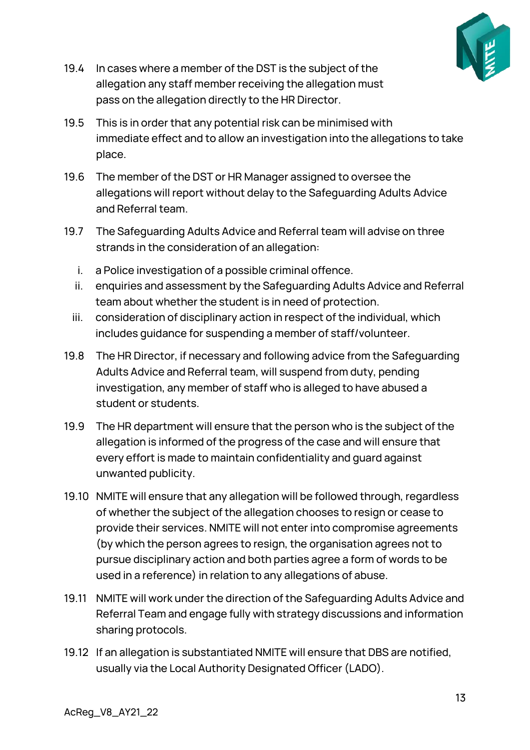19.4 In cases where a member of the DST is the subject of the allegation any staff member receiving the allegation must pass on the allegation directly to the HR Director.

19.5 This is in order that any potential risk can be minimised with immediate effect and to allow an investigation into the allegations to take place.

19.6 The member of the DST or HR Manager assigned to oversee the allegations will report without delay to the Safeguarding Adults Advice and Referral team.

19.7 The Safeguarding Adults Advice and Referral team will advise on three strands in the consideration of an allegation:

i. a Police investigation of a possible criminal offence.
ii. enquiries and assessment by the Safeguarding Adults Advice and Referral team about whether the student is in need of protection.
iii. consideration of disciplinary action in respect of the individual, which includes guidance for suspending a member of staff/volunteer.

19.8 The HR Director, if necessary and following advice from the Safeguarding Adults Advice and Referral team, will suspend from duty, pending investigation, any member of staff who is alleged to have abused a student or students.

19.9 The HR department will ensure that the person who is the subject of the allegation is informed of the progress of the case and will ensure that every effort is made to maintain confidentiality and guard against unwanted publicity.

19.10 NMITE will ensure that any allegation will be followed through, regardless of whether the subject of the allegation chooses to resign or cease to provide their services. NMITE will not enter into compromise agreements (by which the person agrees to resign, the organisation agrees not to pursue disciplinary action and both parties agree a form of words to be used in a reference) in relation to any allegations of abuse.

19.11 NMITE will work under the direction of the Safeguarding Adults Advice and Referral Team and engage fully with strategy discussions and information sharing protocols.

19.12 If an allegation is substantiated NMITE will ensure that DBS are notified, usually via the Local Authority Designated Officer (LADO).

AcReg_V8_AY21_22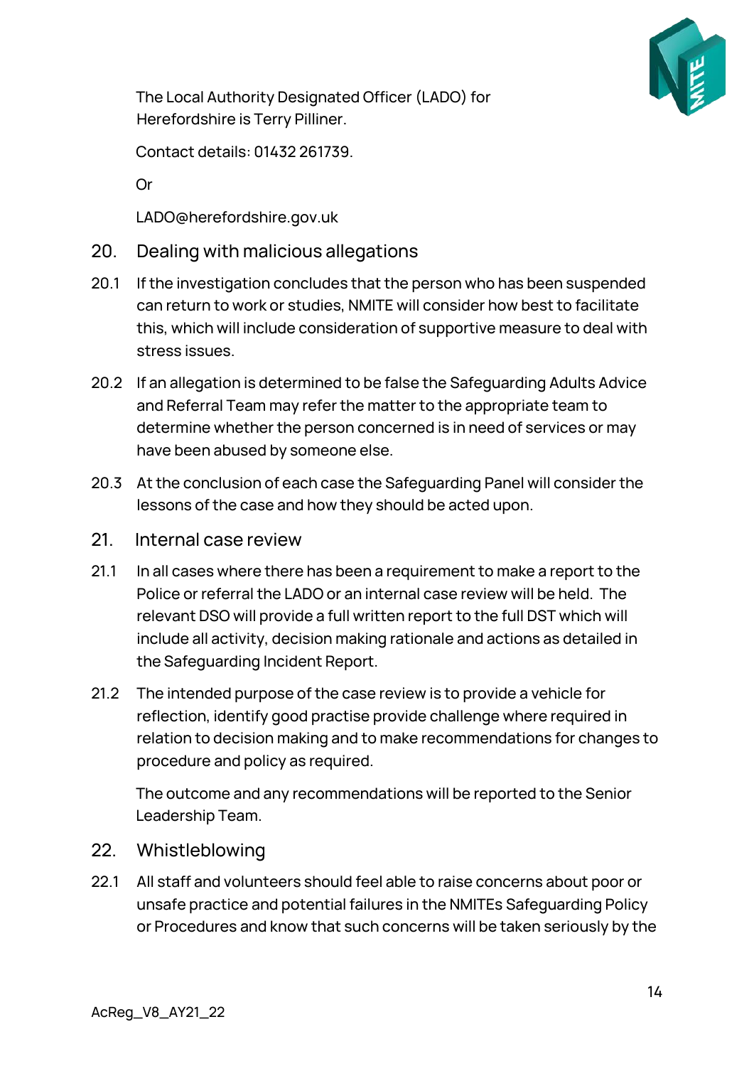The Local Authority Designated Officer (LADO) for Herefordshire is Terry Pilliner.

Contact details: 01432 261739.

Or

LADO@herefordshire.gov.uk

## 20. Dealing with malicious allegations

20.1 If the investigation concludes that the person who has been suspended can return to work or studies, NMITE will consider how best to facilitate this, which will include consideration of supportive measure to deal with stress issues.

20.2 If an allegation is determined to be false the Safeguarding Adults Advice and Referral Team may refer the matter to the appropriate team to determine whether the person concerned is in need of services or may have been abused by someone else.

20.3 At the conclusion of each case the Safeguarding Panel will consider the lessons of the case and how they should be acted upon.

## 21. Internal case review

21.1 In all cases where there has been a requirement to make a report to the Police or referral the LADO or an internal case review will be held. The relevant DSO will provide a full written report to the full DST which will include all activity, decision making rationale and actions as detailed in the Safeguarding Incident Report.

21.2 The intended purpose of the case review is to provide a vehicle for reflection, identify good practise provide challenge where required in relation to decision making and to make recommendations for changes to procedure and policy as required.

The outcome and any recommendations will be reported to the Senior Leadership Team.

## 22. Whistleblowing

22.1 All staff and volunteers should feel able to raise concerns about poor or unsafe practice and potential failures in the NMITEs Safeguarding Policy or Procedures and know that such concerns will be taken seriously by the

AcReg_V8_AY21_22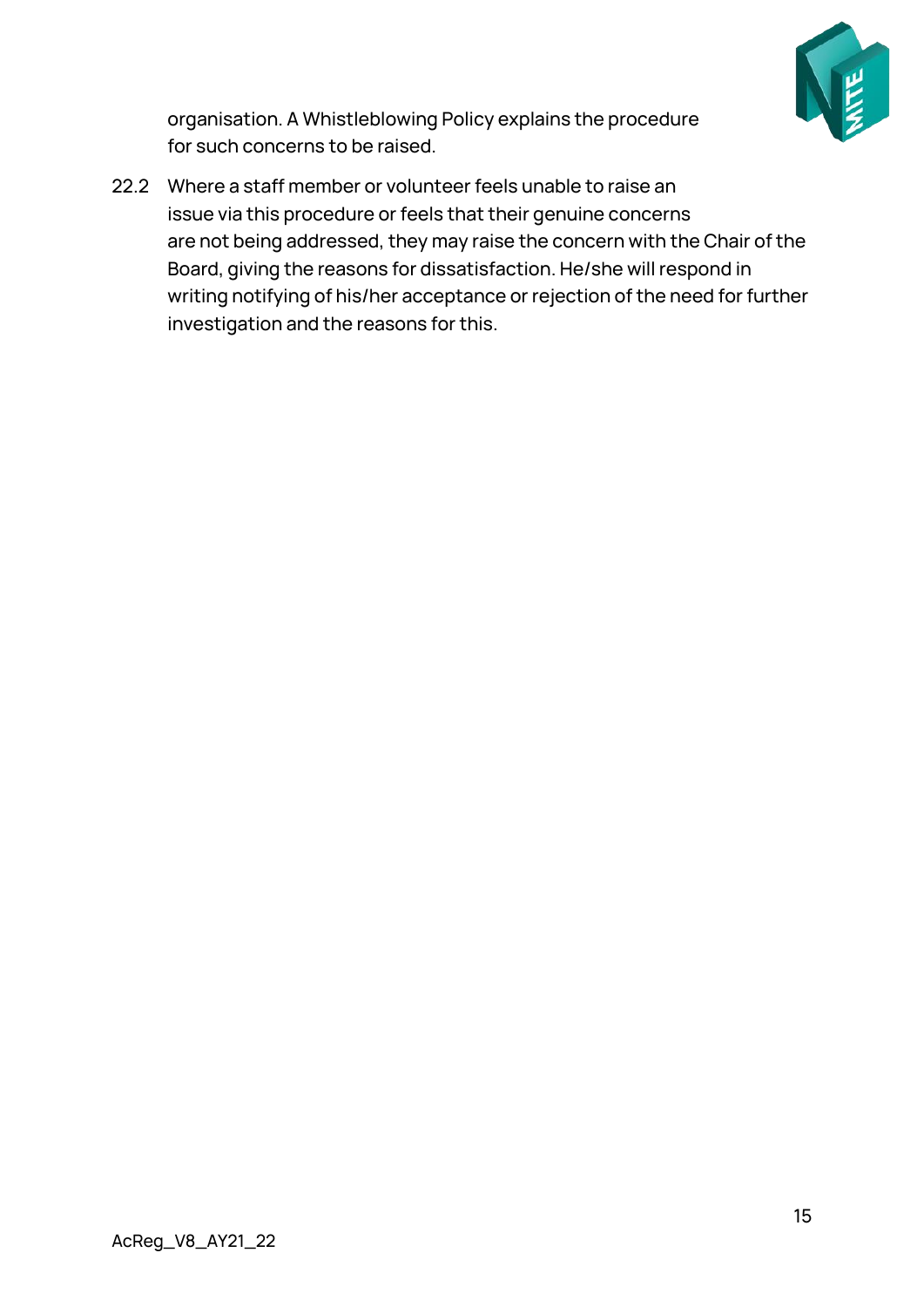organisation. A Whistleblowing Policy explains the procedure for such concerns to be raised.

22.2 Where a staff member or volunteer feels unable to raise an issue via this procedure or feels that their genuine concerns are not being addressed, they may raise the concern with the Chair of the Board, giving the reasons for dissatisfaction. He/she will respond in writing notifying of his/her acceptance or rejection of the need for further investigation and the reasons for this.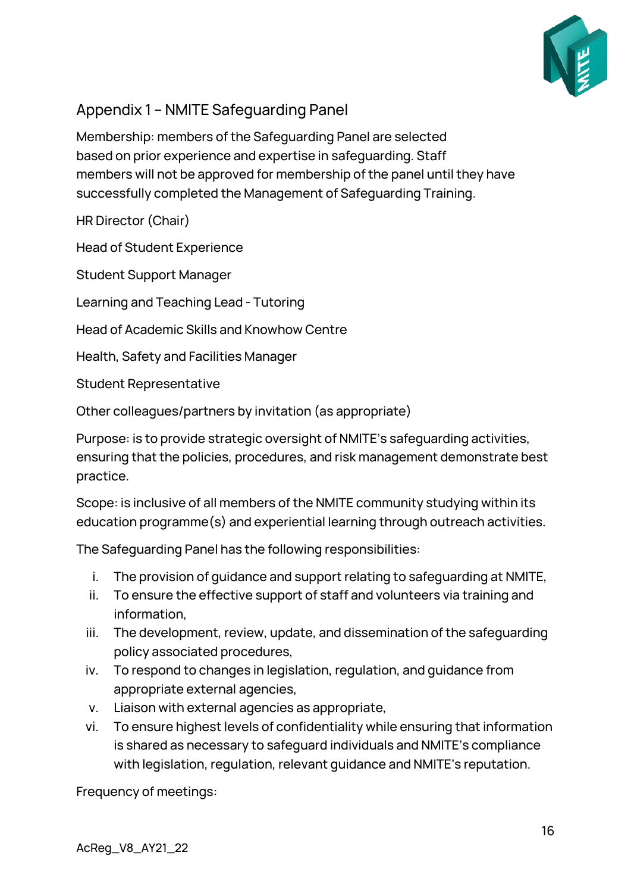## Appendix 1 – NMITE Safeguarding Panel

Membership: members of the Safeguarding Panel are selected based on prior experience and expertise in safeguarding. Staff members will not be approved for membership of the panel until they have successfully completed the Management of Safeguarding Training.

HR Director (Chair)

Head of Student Experience

Student Support Manager

Learning and Teaching Lead - Tutoring

Head of Academic Skills and Knowhow Centre

Health, Safety and Facilities Manager

Student Representative

Other colleagues/partners by invitation (as appropriate)

Purpose: is to provide strategic oversight of NMITE's safeguarding activities, ensuring that the policies, procedures, and risk management demonstrate best practice.

Scope: is inclusive of all members of the NMITE community studying within its education programme(s) and experiential learning through outreach activities.

The Safeguarding Panel has the following responsibilities:

i. The provision of guidance and support relating to safeguarding at NMITE,
ii. To ensure the effective support of staff and volunteers via training and information,
iii. The development, review, update, and dissemination of the safeguarding policy associated procedures,
iv. To respond to changes in legislation, regulation, and guidance from appropriate external agencies,
v. Liaison with external agencies as appropriate,
vi. To ensure highest levels of confidentiality while ensuring that information is shared as necessary to safeguard individuals and NMITE's compliance with legislation, regulation, relevant guidance and NMITE's reputation.

Frequency of meetings: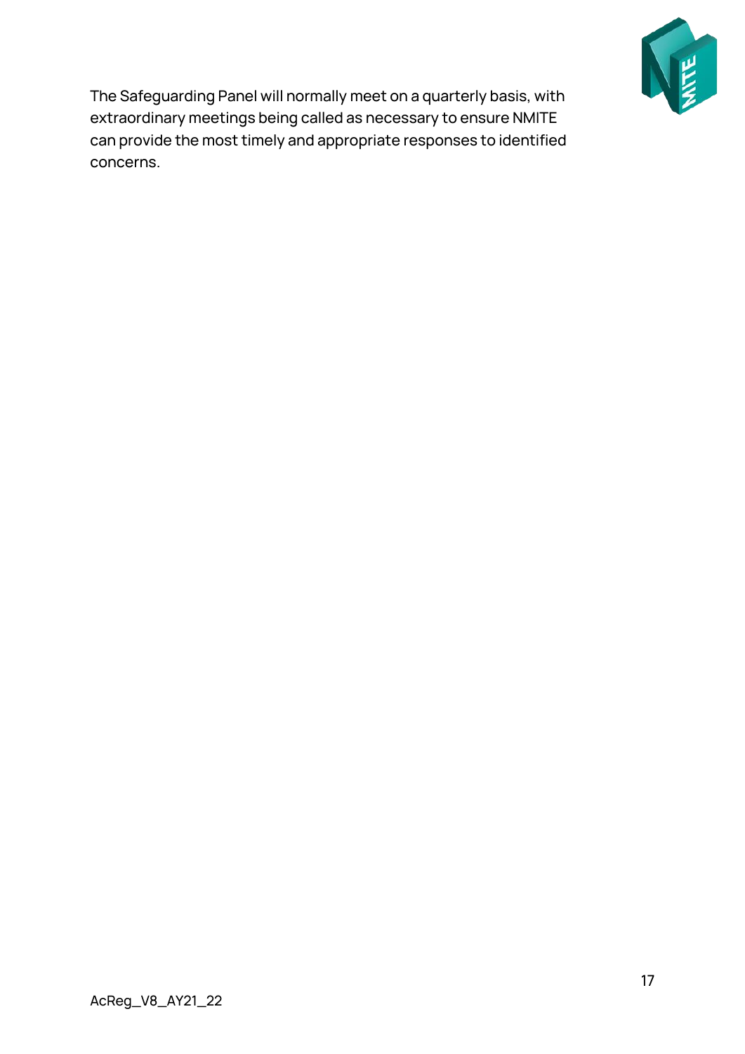The Safeguarding Panel will normally meet on a quarterly basis, with extraordinary meetings being called as necessary to ensure NMITE can provide the most timely and appropriate responses to identified concerns.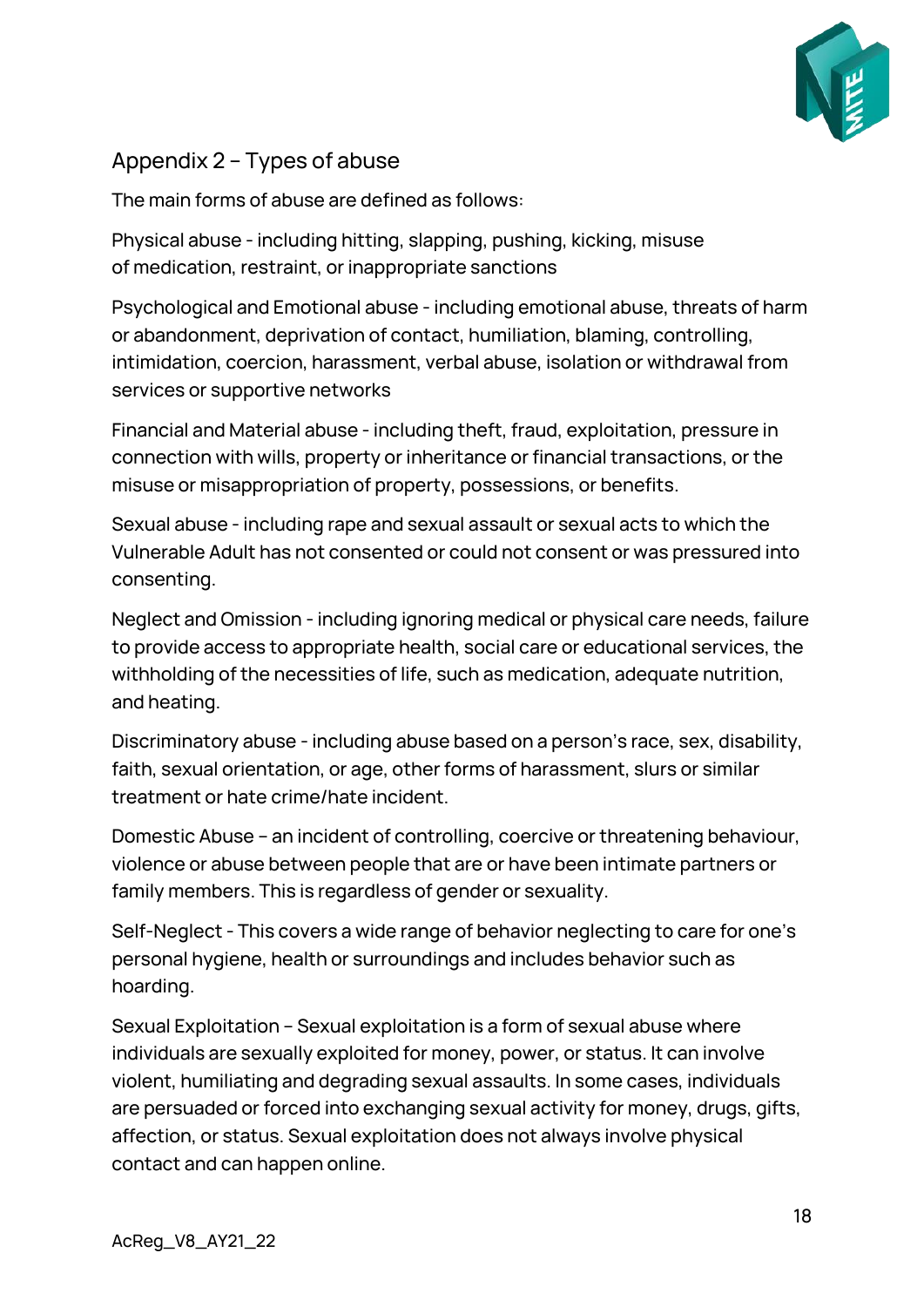## Appendix 2 – Types of abuse

The main forms of abuse are defined as follows:

Physical abuse - including hitting, slapping, pushing, kicking, misuse of medication, restraint, or inappropriate sanctions

Psychological and Emotional abuse - including emotional abuse, threats of harm or abandonment, deprivation of contact, humiliation, blaming, controlling, intimidation, coercion, harassment, verbal abuse, isolation or withdrawal from services or supportive networks

Financial and Material abuse - including theft, fraud, exploitation, pressure in connection with wills, property or inheritance or financial transactions, or the misuse or misappropriation of property, possessions, or benefits.

Sexual abuse - including rape and sexual assault or sexual acts to which the Vulnerable Adult has not consented or could not consent or was pressured into consenting.

Neglect and Omission - including ignoring medical or physical care needs, failure to provide access to appropriate health, social care or educational services, the withholding of the necessities of life, such as medication, adequate nutrition, and heating.

Discriminatory abuse - including abuse based on a person's race, sex, disability, faith, sexual orientation, or age, other forms of harassment, slurs or similar treatment or hate crime/hate incident.

Domestic Abuse – an incident of controlling, coercive or threatening behaviour, violence or abuse between people that are or have been intimate partners or family members. This is regardless of gender or sexuality.

Self-Neglect - This covers a wide range of behavior neglecting to care for one's personal hygiene, health or surroundings and includes behavior such as hoarding.

Sexual Exploitation – Sexual exploitation is a form of sexual abuse where individuals are sexually exploited for money, power, or status. It can involve violent, humiliating and degrading sexual assaults. In some cases, individuals are persuaded or forced into exchanging sexual activity for money, drugs, gifts, affection, or status. Sexual exploitation does not always involve physical contact and can happen online.

AcReg_V8_AY21_22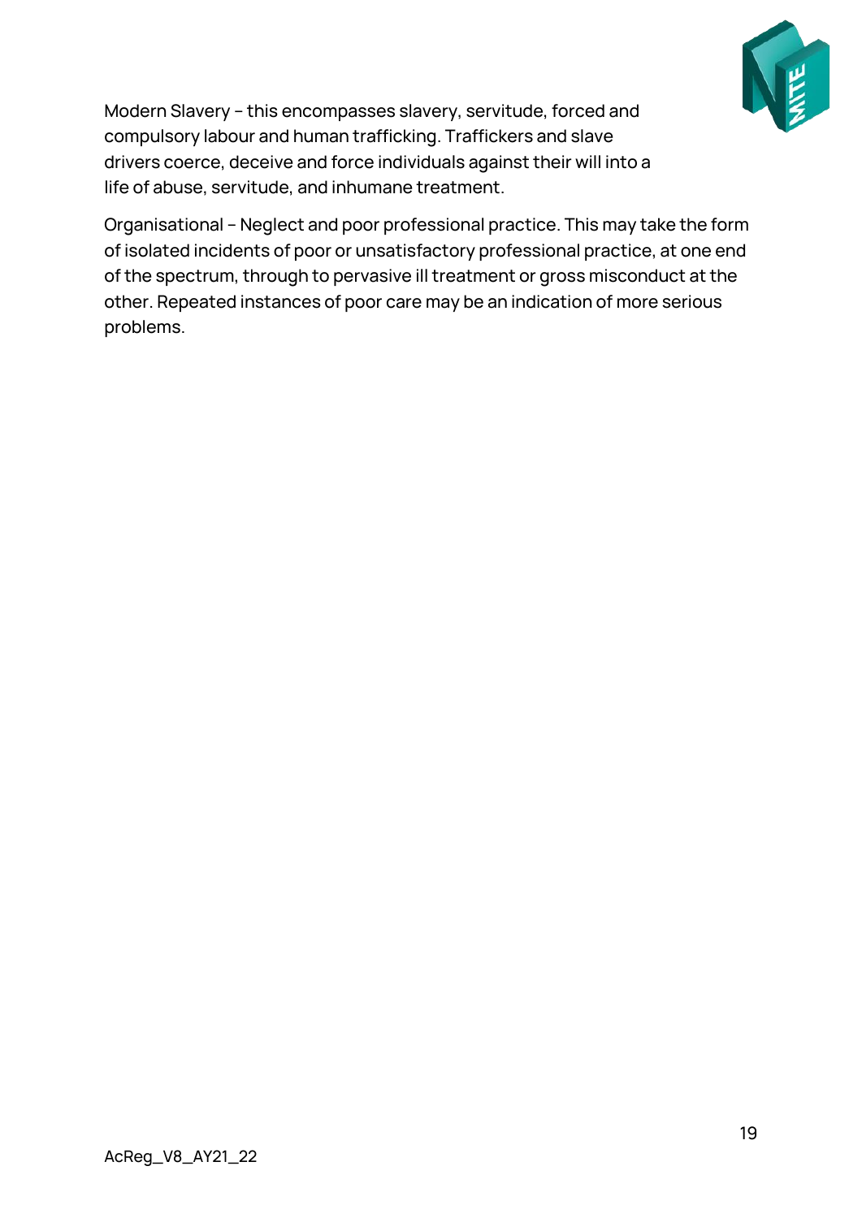Modern Slavery – this encompasses slavery, servitude, forced and compulsory labour and human trafficking. Traffickers and slave drivers coerce, deceive and force individuals against their will into a life of abuse, servitude, and inhumane treatment.

Organisational – Neglect and poor professional practice. This may take the form of isolated incidents of poor or unsatisfactory professional practice, at one end of the spectrum, through to pervasive ill treatment or gross misconduct at the other. Repeated instances of poor care may be an indication of more serious problems.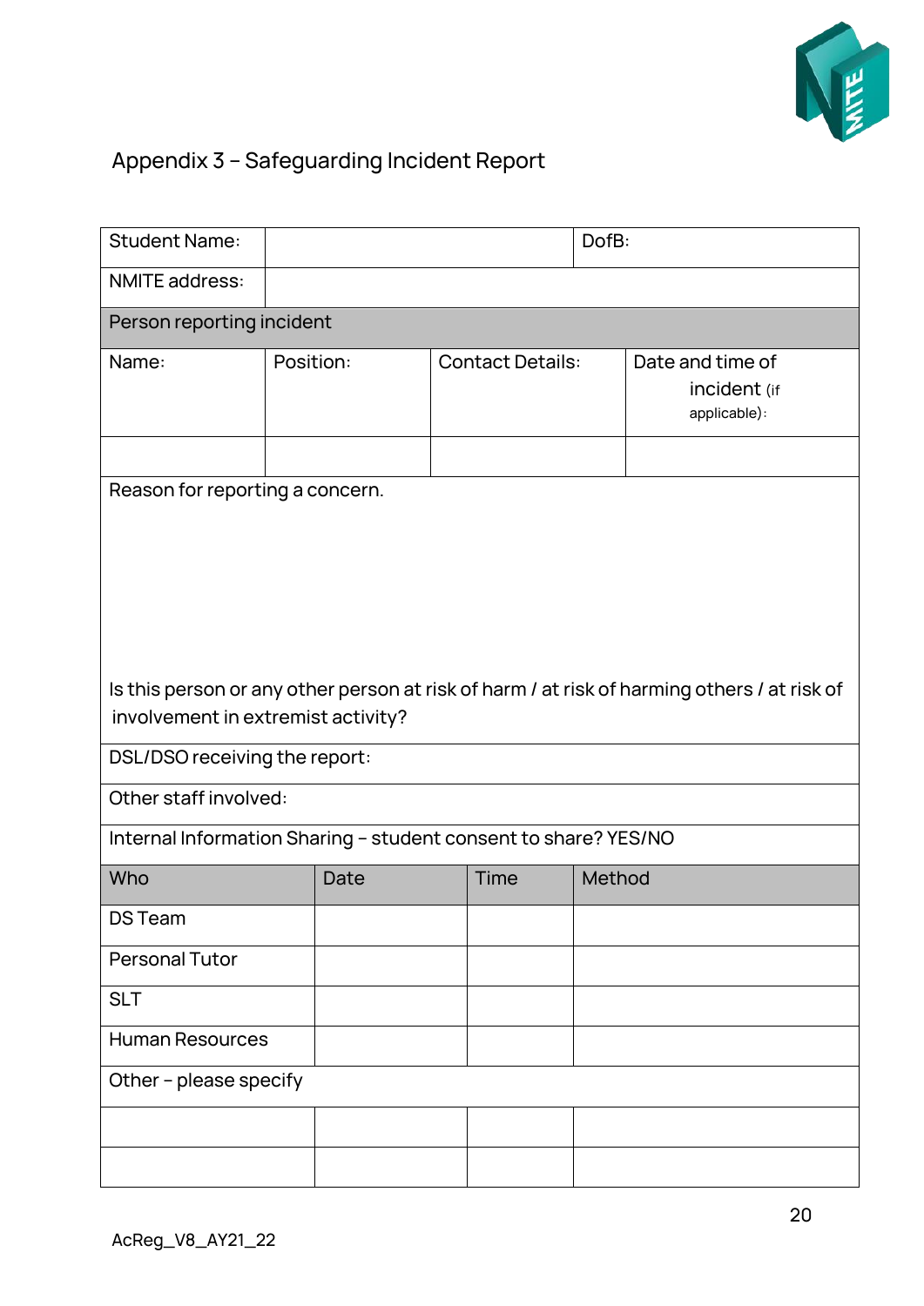## Appendix 3 – Safeguarding Incident Report

| Student Name: | | DofB: | |
|---|---|---|---|
| NMITE address: | | | |
| **Person reporting incident** | | | |
| Name: | Position: | Contact Details: | Date and time of incident (if applicable): |
| | | | |
| Reason for reporting a concern.<br><br><br><br>Is this person or any other person at risk of harm / at risk of harming others / at risk of involvement in extremist activity? | | | |
| DSL/DSO receiving the report: | | | |
| Other staff involved: | | | |
| Internal Information Sharing – student consent to share? YES/NO | | | |
| **Who** | **Date** | **Time** | **Method** |
| DS Team | | | |
| Personal Tutor | | | |
| SLT | | | |
| Human Resources | | | |
| Other – please specify | | | |
| | | | |
| | | | |

AcReg_V8_AY21_22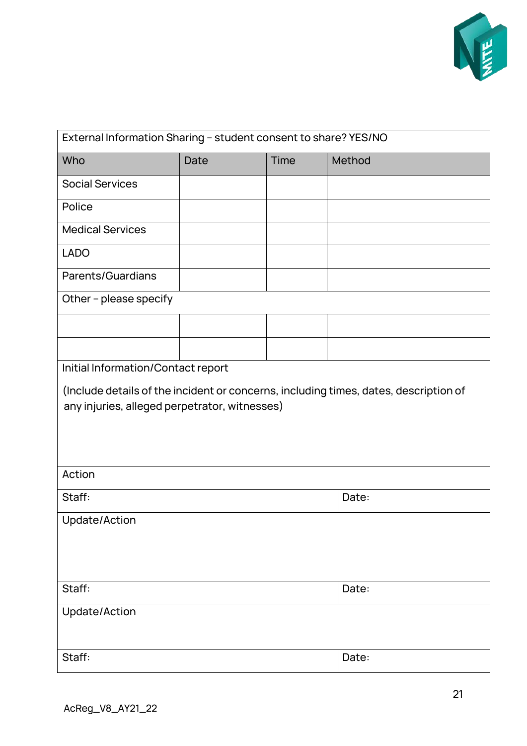| External Information Sharing – student consent to share? YES/NO | | | |
|---|---|---|---|
| **Who** | **Date** | **Time** | **Method** |
| Social Services | | | |
| Police | | | |
| Medical Services | | | |
| LADO | | | |
| Parents/Guardians | | | |
| Other – please specify | | | |
| | | | |
| | | | |

| Initial Information/Contact report<br><br>(Include details of the incident or concerns, including times, dates, description of any injuries, alleged perpetrator, witnesses) | |
|---|---|
| Action | |
| Staff: | Date: |
| Update/Action | |
| Staff: | Date: |
| Update/Action | |
| Staff: | Date: |

AcReg_V8_AY21_22